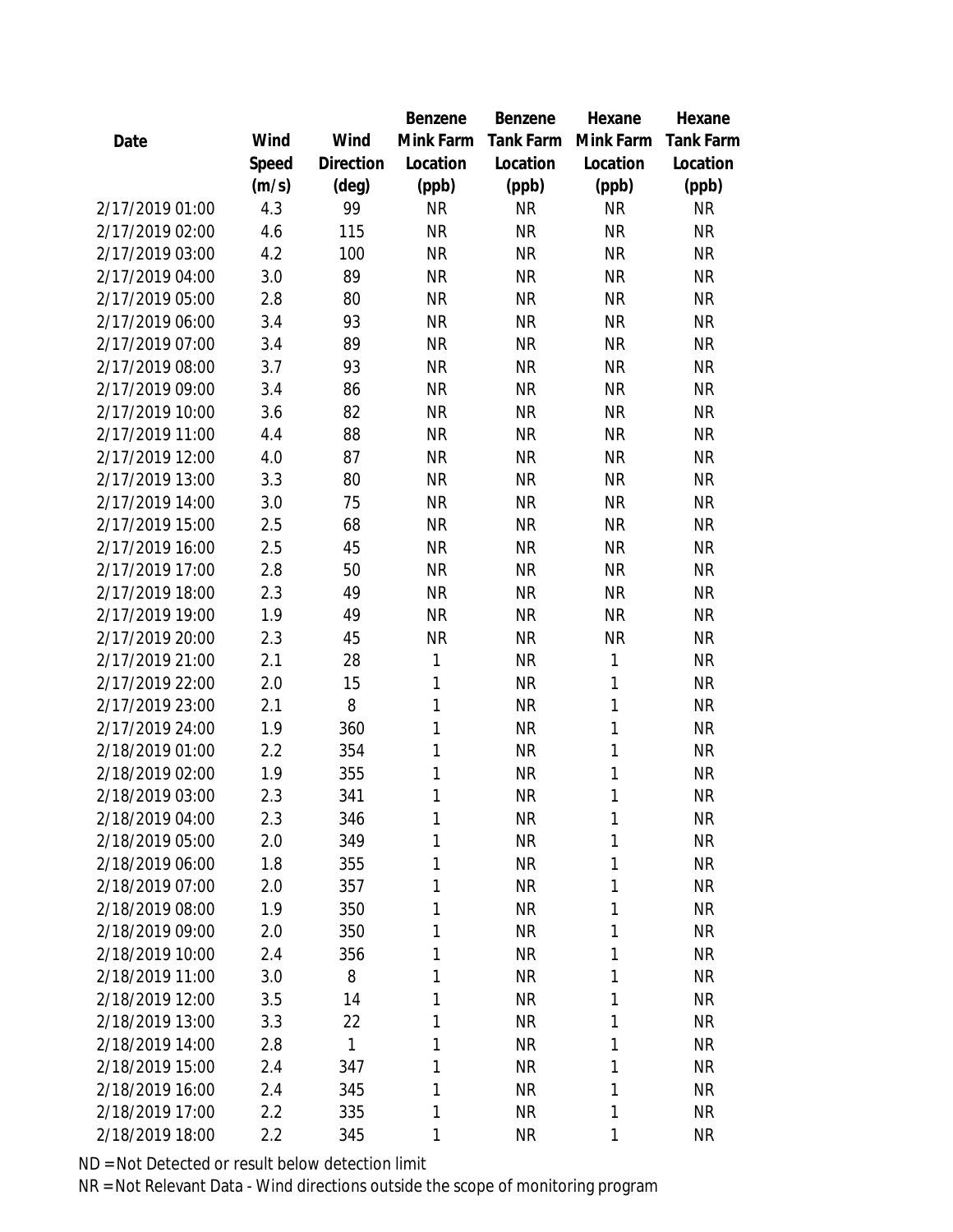| Date | Wind Speed (m/s) | Wind Direction (deg) | Benzene Mink Farm Location (ppb) | Benzene Tank Farm Location (ppb) | Hexane Mink Farm Location (ppb) | Hexane Tank Farm Location (ppb) |
|---|---|---|---|---|---|---|
| 2/17/2019 01:00 | 4.3 | 99 | NR | NR | NR | NR |
| 2/17/2019 02:00 | 4.6 | 115 | NR | NR | NR | NR |
| 2/17/2019 03:00 | 4.2 | 100 | NR | NR | NR | NR |
| 2/17/2019 04:00 | 3.0 | 89 | NR | NR | NR | NR |
| 2/17/2019 05:00 | 2.8 | 80 | NR | NR | NR | NR |
| 2/17/2019 06:00 | 3.4 | 93 | NR | NR | NR | NR |
| 2/17/2019 07:00 | 3.4 | 89 | NR | NR | NR | NR |
| 2/17/2019 08:00 | 3.7 | 93 | NR | NR | NR | NR |
| 2/17/2019 09:00 | 3.4 | 86 | NR | NR | NR | NR |
| 2/17/2019 10:00 | 3.6 | 82 | NR | NR | NR | NR |
| 2/17/2019 11:00 | 4.4 | 88 | NR | NR | NR | NR |
| 2/17/2019 12:00 | 4.0 | 87 | NR | NR | NR | NR |
| 2/17/2019 13:00 | 3.3 | 80 | NR | NR | NR | NR |
| 2/17/2019 14:00 | 3.0 | 75 | NR | NR | NR | NR |
| 2/17/2019 15:00 | 2.5 | 68 | NR | NR | NR | NR |
| 2/17/2019 16:00 | 2.5 | 45 | NR | NR | NR | NR |
| 2/17/2019 17:00 | 2.8 | 50 | NR | NR | NR | NR |
| 2/17/2019 18:00 | 2.3 | 49 | NR | NR | NR | NR |
| 2/17/2019 19:00 | 1.9 | 49 | NR | NR | NR | NR |
| 2/17/2019 20:00 | 2.3 | 45 | NR | NR | NR | NR |
| 2/17/2019 21:00 | 2.1 | 28 | 1 | NR | 1 | NR |
| 2/17/2019 22:00 | 2.0 | 15 | 1 | NR | 1 | NR |
| 2/17/2019 23:00 | 2.1 | 8 | 1 | NR | 1 | NR |
| 2/17/2019 24:00 | 1.9 | 360 | 1 | NR | 1 | NR |
| 2/18/2019 01:00 | 2.2 | 354 | 1 | NR | 1 | NR |
| 2/18/2019 02:00 | 1.9 | 355 | 1 | NR | 1 | NR |
| 2/18/2019 03:00 | 2.3 | 341 | 1 | NR | 1 | NR |
| 2/18/2019 04:00 | 2.3 | 346 | 1 | NR | 1 | NR |
| 2/18/2019 05:00 | 2.0 | 349 | 1 | NR | 1 | NR |
| 2/18/2019 06:00 | 1.8 | 355 | 1 | NR | 1 | NR |
| 2/18/2019 07:00 | 2.0 | 357 | 1 | NR | 1 | NR |
| 2/18/2019 08:00 | 1.9 | 350 | 1 | NR | 1 | NR |
| 2/18/2019 09:00 | 2.0 | 350 | 1 | NR | 1 | NR |
| 2/18/2019 10:00 | 2.4 | 356 | 1 | NR | 1 | NR |
| 2/18/2019 11:00 | 3.0 | 8 | 1 | NR | 1 | NR |
| 2/18/2019 12:00 | 3.5 | 14 | 1 | NR | 1 | NR |
| 2/18/2019 13:00 | 3.3 | 22 | 1 | NR | 1 | NR |
| 2/18/2019 14:00 | 2.8 | 1 | 1 | NR | 1 | NR |
| 2/18/2019 15:00 | 2.4 | 347 | 1 | NR | 1 | NR |
| 2/18/2019 16:00 | 2.4 | 345 | 1 | NR | 1 | NR |
| 2/18/2019 17:00 | 2.2 | 335 | 1 | NR | 1 | NR |
| 2/18/2019 18:00 | 2.2 | 345 | 1 | NR | 1 | NR |

ND = Not Detected or result below detection limit

NR = Not Relevant Data - Wind directions outside the scope of monitoring program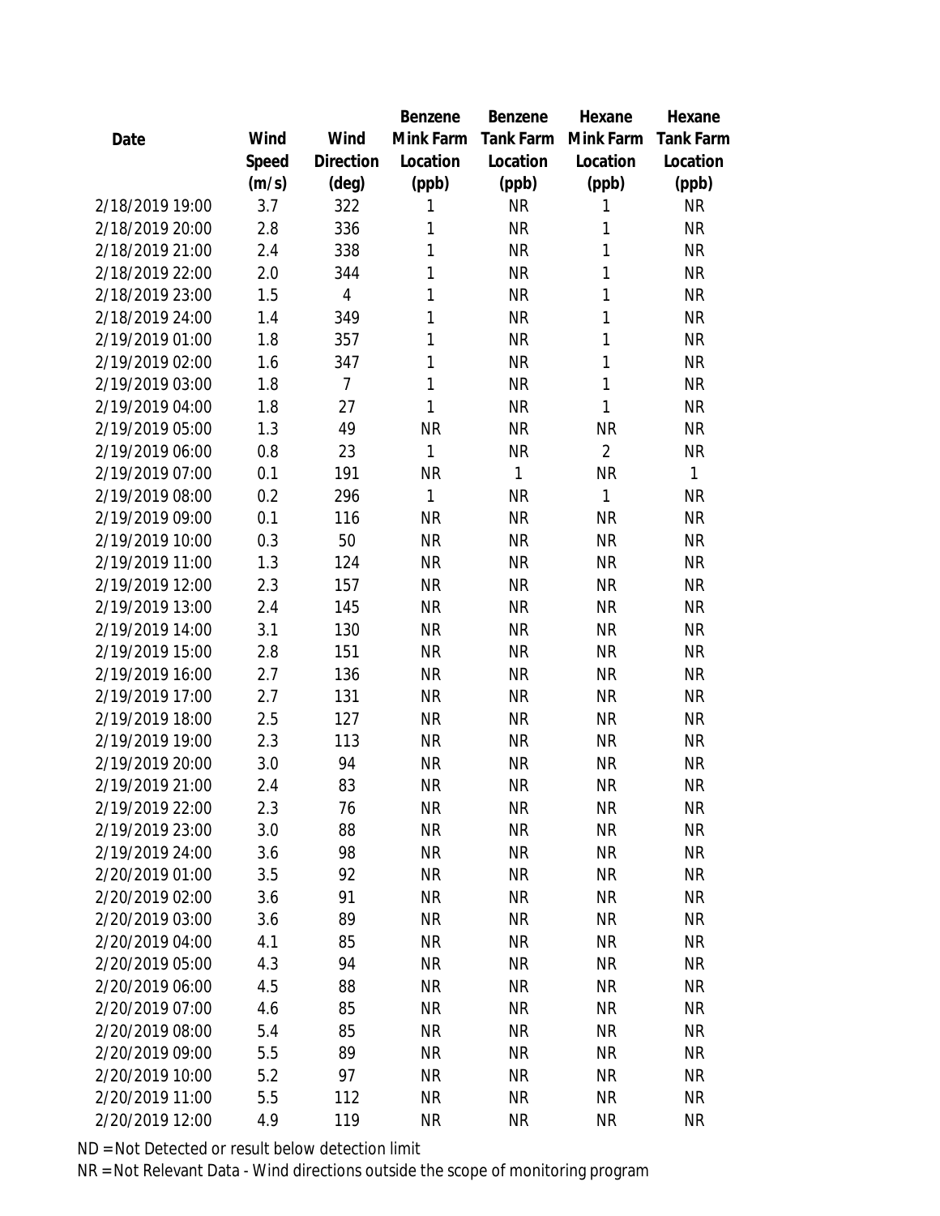| Date | Wind Speed (m/s) | Wind Direction (deg) | Benzene Mink Farm Location (ppb) | Benzene Tank Farm Location (ppb) | Hexane Mink Farm Location (ppb) | Hexane Tank Farm Location (ppb) |
|---|---|---|---|---|---|---|
| 2/18/2019 19:00 | 3.7 | 322 | 1 | NR | 1 | NR |
| 2/18/2019 20:00 | 2.8 | 336 | 1 | NR | 1 | NR |
| 2/18/2019 21:00 | 2.4 | 338 | 1 | NR | 1 | NR |
| 2/18/2019 22:00 | 2.0 | 344 | 1 | NR | 1 | NR |
| 2/18/2019 23:00 | 1.5 | 4 | 1 | NR | 1 | NR |
| 2/18/2019 24:00 | 1.4 | 349 | 1 | NR | 1 | NR |
| 2/19/2019 01:00 | 1.8 | 357 | 1 | NR | 1 | NR |
| 2/19/2019 02:00 | 1.6 | 347 | 1 | NR | 1 | NR |
| 2/19/2019 03:00 | 1.8 | 7 | 1 | NR | 1 | NR |
| 2/19/2019 04:00 | 1.8 | 27 | 1 | NR | 1 | NR |
| 2/19/2019 05:00 | 1.3 | 49 | NR | NR | NR | NR |
| 2/19/2019 06:00 | 0.8 | 23 | 1 | NR | 2 | NR |
| 2/19/2019 07:00 | 0.1 | 191 | NR | 1 | NR | 1 |
| 2/19/2019 08:00 | 0.2 | 296 | 1 | NR | 1 | NR |
| 2/19/2019 09:00 | 0.1 | 116 | NR | NR | NR | NR |
| 2/19/2019 10:00 | 0.3 | 50 | NR | NR | NR | NR |
| 2/19/2019 11:00 | 1.3 | 124 | NR | NR | NR | NR |
| 2/19/2019 12:00 | 2.3 | 157 | NR | NR | NR | NR |
| 2/19/2019 13:00 | 2.4 | 145 | NR | NR | NR | NR |
| 2/19/2019 14:00 | 3.1 | 130 | NR | NR | NR | NR |
| 2/19/2019 15:00 | 2.8 | 151 | NR | NR | NR | NR |
| 2/19/2019 16:00 | 2.7 | 136 | NR | NR | NR | NR |
| 2/19/2019 17:00 | 2.7 | 131 | NR | NR | NR | NR |
| 2/19/2019 18:00 | 2.5 | 127 | NR | NR | NR | NR |
| 2/19/2019 19:00 | 2.3 | 113 | NR | NR | NR | NR |
| 2/19/2019 20:00 | 3.0 | 94 | NR | NR | NR | NR |
| 2/19/2019 21:00 | 2.4 | 83 | NR | NR | NR | NR |
| 2/19/2019 22:00 | 2.3 | 76 | NR | NR | NR | NR |
| 2/19/2019 23:00 | 3.0 | 88 | NR | NR | NR | NR |
| 2/19/2019 24:00 | 3.6 | 98 | NR | NR | NR | NR |
| 2/20/2019 01:00 | 3.5 | 92 | NR | NR | NR | NR |
| 2/20/2019 02:00 | 3.6 | 91 | NR | NR | NR | NR |
| 2/20/2019 03:00 | 3.6 | 89 | NR | NR | NR | NR |
| 2/20/2019 04:00 | 4.1 | 85 | NR | NR | NR | NR |
| 2/20/2019 05:00 | 4.3 | 94 | NR | NR | NR | NR |
| 2/20/2019 06:00 | 4.5 | 88 | NR | NR | NR | NR |
| 2/20/2019 07:00 | 4.6 | 85 | NR | NR | NR | NR |
| 2/20/2019 08:00 | 5.4 | 85 | NR | NR | NR | NR |
| 2/20/2019 09:00 | 5.5 | 89 | NR | NR | NR | NR |
| 2/20/2019 10:00 | 5.2 | 97 | NR | NR | NR | NR |
| 2/20/2019 11:00 | 5.5 | 112 | NR | NR | NR | NR |
| 2/20/2019 12:00 | 4.9 | 119 | NR | NR | NR | NR |

ND = Not Detected or result below detection limit

NR = Not Relevant Data - Wind directions outside the scope of monitoring program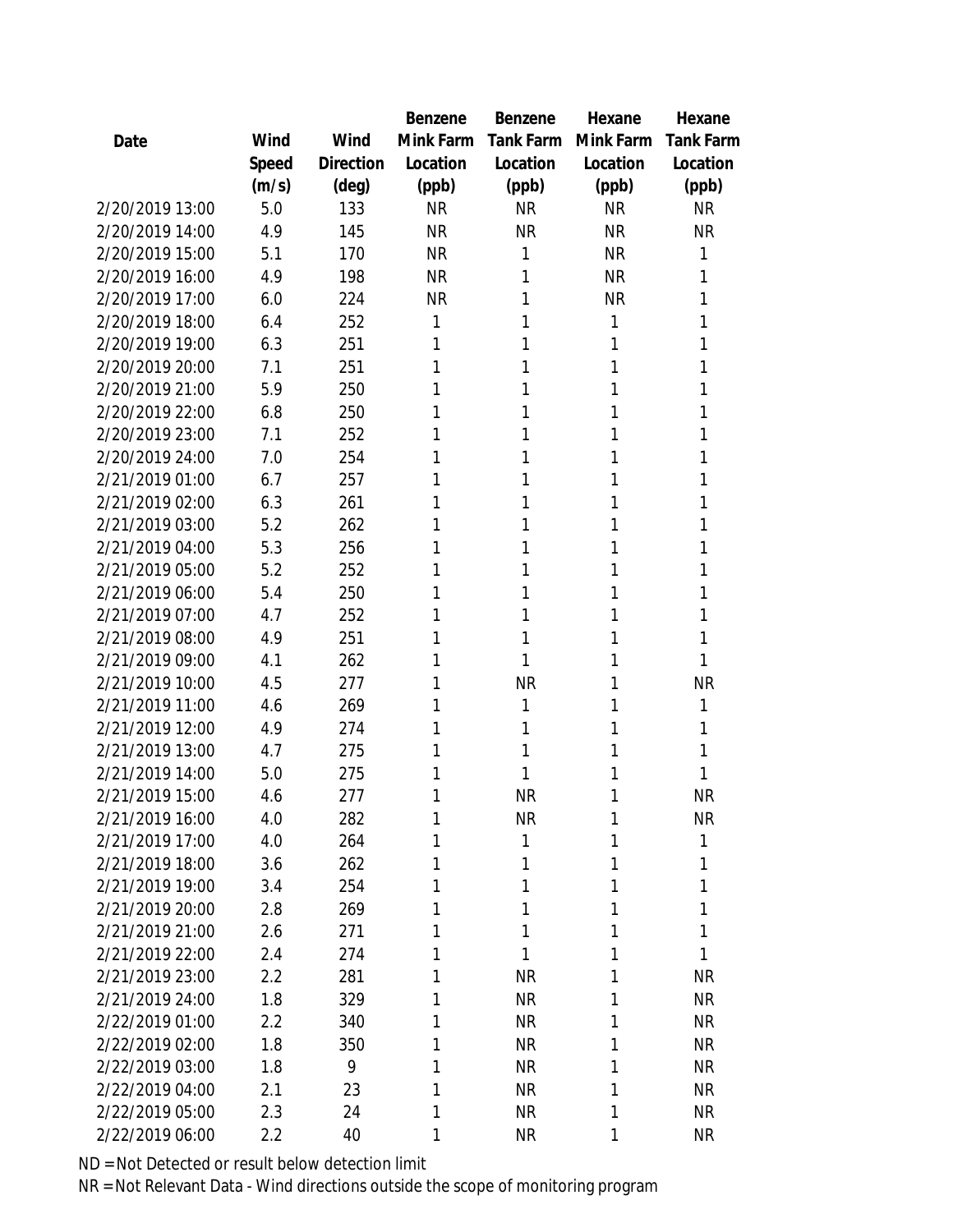| Date | Wind Speed (m/s) | Wind Direction (deg) | Benzene Mink Farm Location (ppb) | Benzene Tank Farm Location (ppb) | Hexane Mink Farm Location (ppb) | Hexane Tank Farm Location (ppb) |
|---|---|---|---|---|---|---|
| 2/20/2019 13:00 | 5.0 | 133 | NR | NR | NR | NR |
| 2/20/2019 14:00 | 4.9 | 145 | NR | NR | NR | NR |
| 2/20/2019 15:00 | 5.1 | 170 | NR | 1 | NR | 1 |
| 2/20/2019 16:00 | 4.9 | 198 | NR | 1 | NR | 1 |
| 2/20/2019 17:00 | 6.0 | 224 | NR | 1 | NR | 1 |
| 2/20/2019 18:00 | 6.4 | 252 | 1 | 1 | 1 | 1 |
| 2/20/2019 19:00 | 6.3 | 251 | 1 | 1 | 1 | 1 |
| 2/20/2019 20:00 | 7.1 | 251 | 1 | 1 | 1 | 1 |
| 2/20/2019 21:00 | 5.9 | 250 | 1 | 1 | 1 | 1 |
| 2/20/2019 22:00 | 6.8 | 250 | 1 | 1 | 1 | 1 |
| 2/20/2019 23:00 | 7.1 | 252 | 1 | 1 | 1 | 1 |
| 2/20/2019 24:00 | 7.0 | 254 | 1 | 1 | 1 | 1 |
| 2/21/2019 01:00 | 6.7 | 257 | 1 | 1 | 1 | 1 |
| 2/21/2019 02:00 | 6.3 | 261 | 1 | 1 | 1 | 1 |
| 2/21/2019 03:00 | 5.2 | 262 | 1 | 1 | 1 | 1 |
| 2/21/2019 04:00 | 5.3 | 256 | 1 | 1 | 1 | 1 |
| 2/21/2019 05:00 | 5.2 | 252 | 1 | 1 | 1 | 1 |
| 2/21/2019 06:00 | 5.4 | 250 | 1 | 1 | 1 | 1 |
| 2/21/2019 07:00 | 4.7 | 252 | 1 | 1 | 1 | 1 |
| 2/21/2019 08:00 | 4.9 | 251 | 1 | 1 | 1 | 1 |
| 2/21/2019 09:00 | 4.1 | 262 | 1 | 1 | 1 | 1 |
| 2/21/2019 10:00 | 4.5 | 277 | 1 | NR | 1 | NR |
| 2/21/2019 11:00 | 4.6 | 269 | 1 | 1 | 1 | 1 |
| 2/21/2019 12:00 | 4.9 | 274 | 1 | 1 | 1 | 1 |
| 2/21/2019 13:00 | 4.7 | 275 | 1 | 1 | 1 | 1 |
| 2/21/2019 14:00 | 5.0 | 275 | 1 | 1 | 1 | 1 |
| 2/21/2019 15:00 | 4.6 | 277 | 1 | NR | 1 | NR |
| 2/21/2019 16:00 | 4.0 | 282 | 1 | NR | 1 | NR |
| 2/21/2019 17:00 | 4.0 | 264 | 1 | 1 | 1 | 1 |
| 2/21/2019 18:00 | 3.6 | 262 | 1 | 1 | 1 | 1 |
| 2/21/2019 19:00 | 3.4 | 254 | 1 | 1 | 1 | 1 |
| 2/21/2019 20:00 | 2.8 | 269 | 1 | 1 | 1 | 1 |
| 2/21/2019 21:00 | 2.6 | 271 | 1 | 1 | 1 | 1 |
| 2/21/2019 22:00 | 2.4 | 274 | 1 | 1 | 1 | 1 |
| 2/21/2019 23:00 | 2.2 | 281 | 1 | NR | 1 | NR |
| 2/21/2019 24:00 | 1.8 | 329 | 1 | NR | 1 | NR |
| 2/22/2019 01:00 | 2.2 | 340 | 1 | NR | 1 | NR |
| 2/22/2019 02:00 | 1.8 | 350 | 1 | NR | 1 | NR |
| 2/22/2019 03:00 | 1.8 | 9 | 1 | NR | 1 | NR |
| 2/22/2019 04:00 | 2.1 | 23 | 1 | NR | 1 | NR |
| 2/22/2019 05:00 | 2.3 | 24 | 1 | NR | 1 | NR |
| 2/22/2019 06:00 | 2.2 | 40 | 1 | NR | 1 | NR |

ND = Not Detected or result below detection limit

NR = Not Relevant Data - Wind directions outside the scope of monitoring program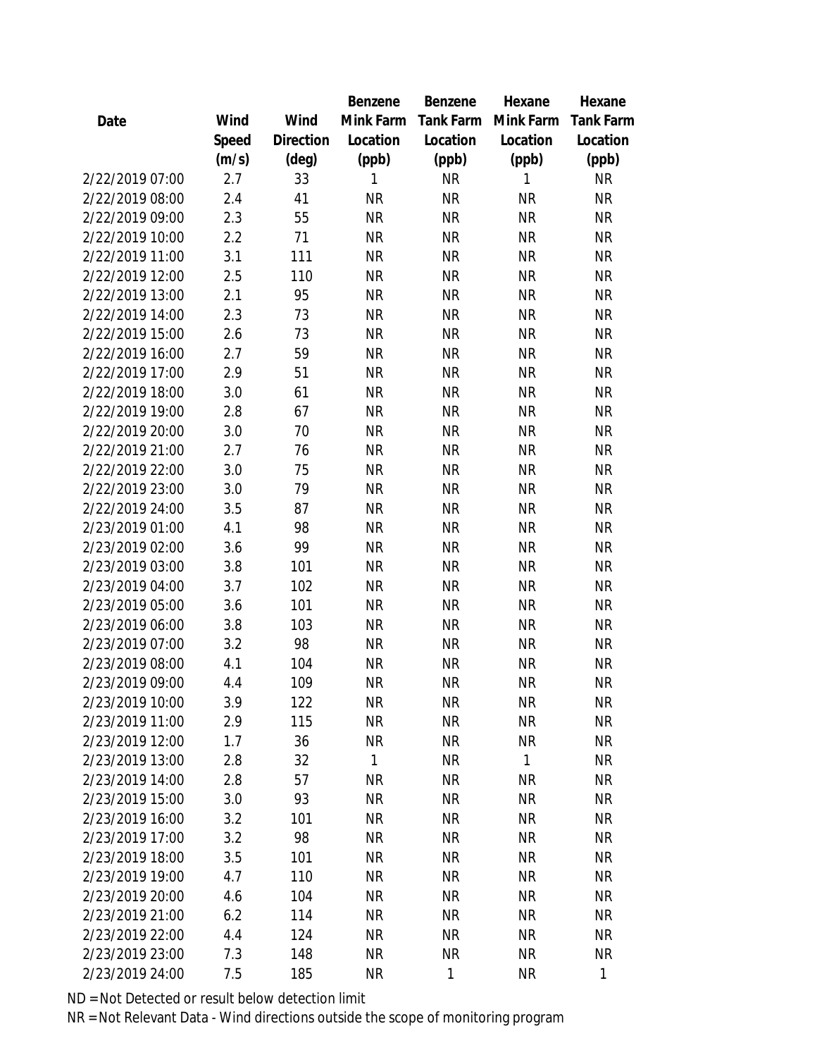| Date | Wind Speed (m/s) | Wind Direction (deg) | Benzene Mink Farm Location (ppb) | Benzene Tank Farm Location (ppb) | Hexane Mink Farm Location (ppb) | Hexane Tank Farm Location (ppb) |
|---|---|---|---|---|---|---|
| 2/22/2019 07:00 | 2.7 | 33 | 1 | NR | 1 | NR |
| 2/22/2019 08:00 | 2.4 | 41 | NR | NR | NR | NR |
| 2/22/2019 09:00 | 2.3 | 55 | NR | NR | NR | NR |
| 2/22/2019 10:00 | 2.2 | 71 | NR | NR | NR | NR |
| 2/22/2019 11:00 | 3.1 | 111 | NR | NR | NR | NR |
| 2/22/2019 12:00 | 2.5 | 110 | NR | NR | NR | NR |
| 2/22/2019 13:00 | 2.1 | 95 | NR | NR | NR | NR |
| 2/22/2019 14:00 | 2.3 | 73 | NR | NR | NR | NR |
| 2/22/2019 15:00 | 2.6 | 73 | NR | NR | NR | NR |
| 2/22/2019 16:00 | 2.7 | 59 | NR | NR | NR | NR |
| 2/22/2019 17:00 | 2.9 | 51 | NR | NR | NR | NR |
| 2/22/2019 18:00 | 3.0 | 61 | NR | NR | NR | NR |
| 2/22/2019 19:00 | 2.8 | 67 | NR | NR | NR | NR |
| 2/22/2019 20:00 | 3.0 | 70 | NR | NR | NR | NR |
| 2/22/2019 21:00 | 2.7 | 76 | NR | NR | NR | NR |
| 2/22/2019 22:00 | 3.0 | 75 | NR | NR | NR | NR |
| 2/22/2019 23:00 | 3.0 | 79 | NR | NR | NR | NR |
| 2/22/2019 24:00 | 3.5 | 87 | NR | NR | NR | NR |
| 2/23/2019 01:00 | 4.1 | 98 | NR | NR | NR | NR |
| 2/23/2019 02:00 | 3.6 | 99 | NR | NR | NR | NR |
| 2/23/2019 03:00 | 3.8 | 101 | NR | NR | NR | NR |
| 2/23/2019 04:00 | 3.7 | 102 | NR | NR | NR | NR |
| 2/23/2019 05:00 | 3.6 | 101 | NR | NR | NR | NR |
| 2/23/2019 06:00 | 3.8 | 103 | NR | NR | NR | NR |
| 2/23/2019 07:00 | 3.2 | 98 | NR | NR | NR | NR |
| 2/23/2019 08:00 | 4.1 | 104 | NR | NR | NR | NR |
| 2/23/2019 09:00 | 4.4 | 109 | NR | NR | NR | NR |
| 2/23/2019 10:00 | 3.9 | 122 | NR | NR | NR | NR |
| 2/23/2019 11:00 | 2.9 | 115 | NR | NR | NR | NR |
| 2/23/2019 12:00 | 1.7 | 36 | NR | NR | NR | NR |
| 2/23/2019 13:00 | 2.8 | 32 | 1 | NR | 1 | NR |
| 2/23/2019 14:00 | 2.8 | 57 | NR | NR | NR | NR |
| 2/23/2019 15:00 | 3.0 | 93 | NR | NR | NR | NR |
| 2/23/2019 16:00 | 3.2 | 101 | NR | NR | NR | NR |
| 2/23/2019 17:00 | 3.2 | 98 | NR | NR | NR | NR |
| 2/23/2019 18:00 | 3.5 | 101 | NR | NR | NR | NR |
| 2/23/2019 19:00 | 4.7 | 110 | NR | NR | NR | NR |
| 2/23/2019 20:00 | 4.6 | 104 | NR | NR | NR | NR |
| 2/23/2019 21:00 | 6.2 | 114 | NR | NR | NR | NR |
| 2/23/2019 22:00 | 4.4 | 124 | NR | NR | NR | NR |
| 2/23/2019 23:00 | 7.3 | 148 | NR | NR | NR | NR |
| 2/23/2019 24:00 | 7.5 | 185 | NR | 1 | NR | 1 |

ND = Not Detected or result below detection limit

NR = Not Relevant Data - Wind directions outside the scope of monitoring program